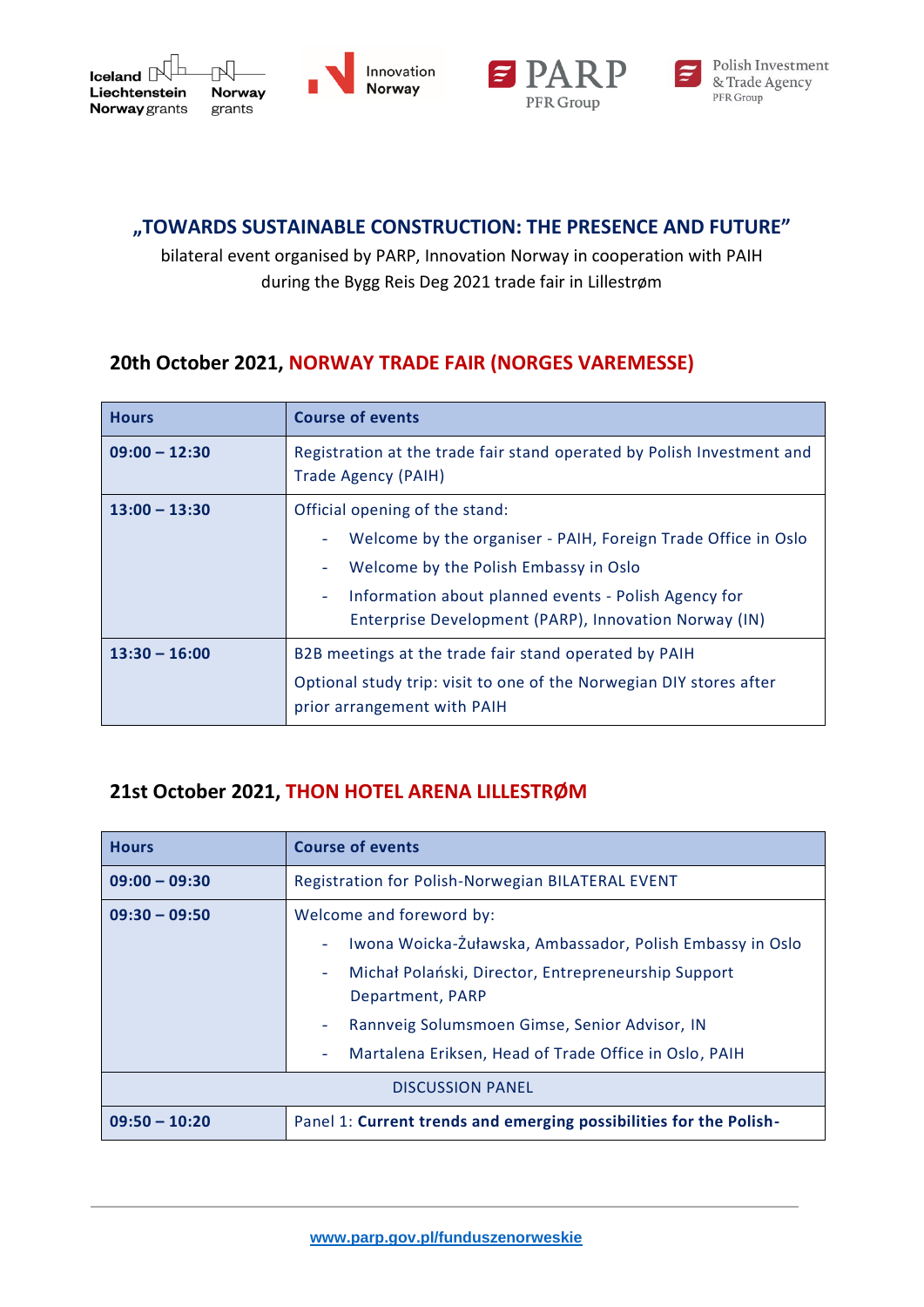## „TOWARDS SUSTAINABLE CONSTRUCTION: THE PRESENCE AND FUTURE"

bilateral event organised by PARP, Innovation Norway in cooperation with PAIH during the Bygg Reis Deg 2021 trade fair in Lillestrøm

### 20th October 2021, NORWAY TRADE FAIR (NORGES VAREMESSE)

| Hours | Course of events |
|---|---|
| **09:00 – 12:30** | Registration at the trade fair stand operated by Polish Investment and Trade Agency (PAIH) |
| **13:00 – 13:30** | Official opening of the stand:<br>- Welcome by the organiser - PAIH, Foreign Trade Office in Oslo<br>- Welcome by the Polish Embassy in Oslo<br>- Information about planned events - Polish Agency for Enterprise Development (PARP), Innovation Norway (IN) |
| **13:30 – 16:00** | B2B meetings at the trade fair stand operated by PAIH<br>Optional study trip: visit to one of the Norwegian DIY stores after prior arrangement with PAIH |

### 21st October 2021, THON HOTEL ARENA LILLESTRØM

| Hours | Course of events |
|---|---|
| **09:00 – 09:30** | Registration for Polish-Norwegian BILATERAL EVENT |
| **09:30 – 09:50** | Welcome and foreword by:<br>- Iwona Woicka-Żuławska, Ambassador, Polish Embassy in Oslo<br>- Michał Polański, Director, Entrepreneurship Support Department, PARP<br>- Rannveig Solumsmoen Gimse, Senior Advisor, IN<br>- Martalena Eriksen, Head of Trade Office in Oslo, PAIH |
| DISCUSSION PANEL | |
| **09:50 – 10:20** | Panel 1: **Current trends and emerging possibilities for the Polish-** |

www.parp.gov.pl/funduszenorweskie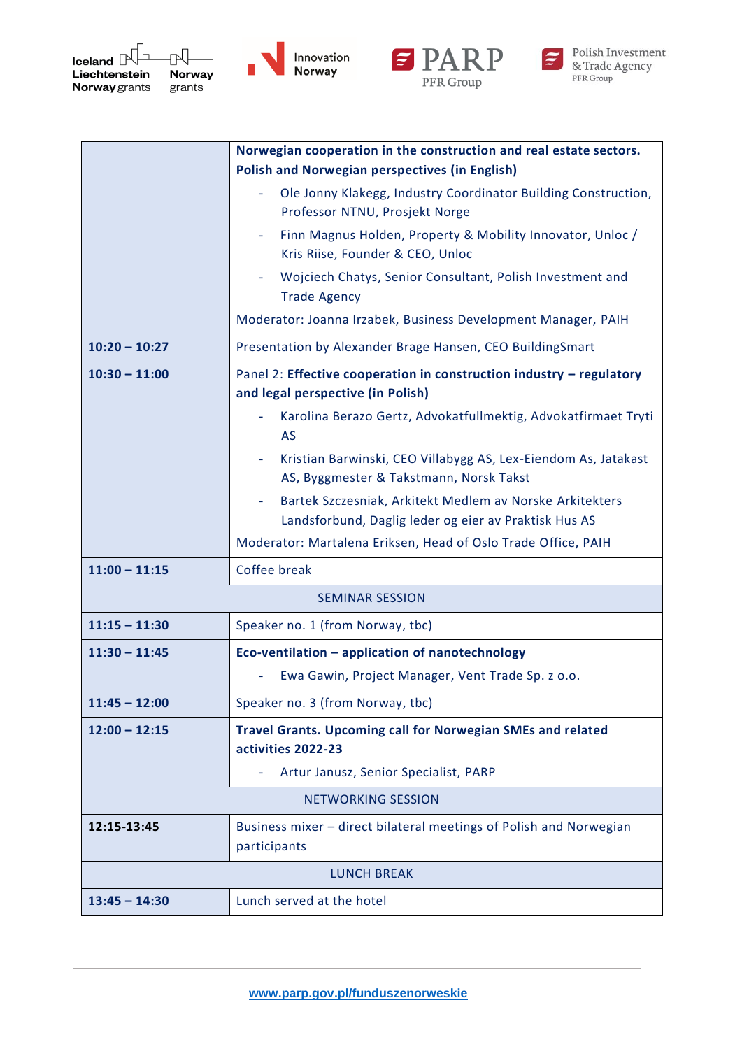| | |
|---|---|
| | **Norwegian cooperation in the construction and real estate sectors. Polish and Norwegian perspectives (in English)**<br>- Ole Jonny Klakegg, Industry Coordinator Building Construction, Professor NTNU, Prosjekt Norge<br>- Finn Magnus Holden, Property & Mobility Innovator, Unloc / Kris Riise, Founder & CEO, Unloc<br>- Wojciech Chatys, Senior Consultant, Polish Investment and Trade Agency<br>Moderator: Joanna Irzabek, Business Development Manager, PAIH |
| **10:20 – 10:27** | Presentation by Alexander Brage Hansen, CEO BuildingSmart |
| **10:30 – 11:00** | Panel 2: **Effective cooperation in construction industry – regulatory and legal perspective (in Polish)**<br>- Karolina Berazo Gertz, Advokatfullmektig, Advokatfirmaet Tryti AS<br>- Kristian Barwinski, CEO Villabygg AS, Lex-Eiendom As, Jatakast AS, Byggmester & Takstmann, Norsk Takst<br>- Bartek Szczesniak, Arkitekt Medlem av Norske Arkitekters Landsforbund, Daglig leder og eier av Praktisk Hus AS<br>Moderator: Martalena Eriksen, Head of Oslo Trade Office, PAIH |
| **11:00 – 11:15** | Coffee break |
| SEMINAR SESSION | |
| **11:15 – 11:30** | Speaker no. 1 (from Norway, tbc) |
| **11:30 – 11:45** | **Eco-ventilation – application of nanotechnology**<br>- Ewa Gawin, Project Manager, Vent Trade Sp. z o.o. |
| **11:45 – 12:00** | Speaker no. 3 (from Norway, tbc) |
| **12:00 – 12:15** | **Travel Grants. Upcoming call for Norwegian SMEs and related activities 2022-23**<br>- Artur Janusz, Senior Specialist, PARP |
| NETWORKING SESSION | |
| **12:15-13:45** | Business mixer – direct bilateral meetings of Polish and Norwegian participants |
| LUNCH BREAK | |
| **13:45 – 14:30** | Lunch served at the hotel |

www.parp.gov.pl/funduszenorweskie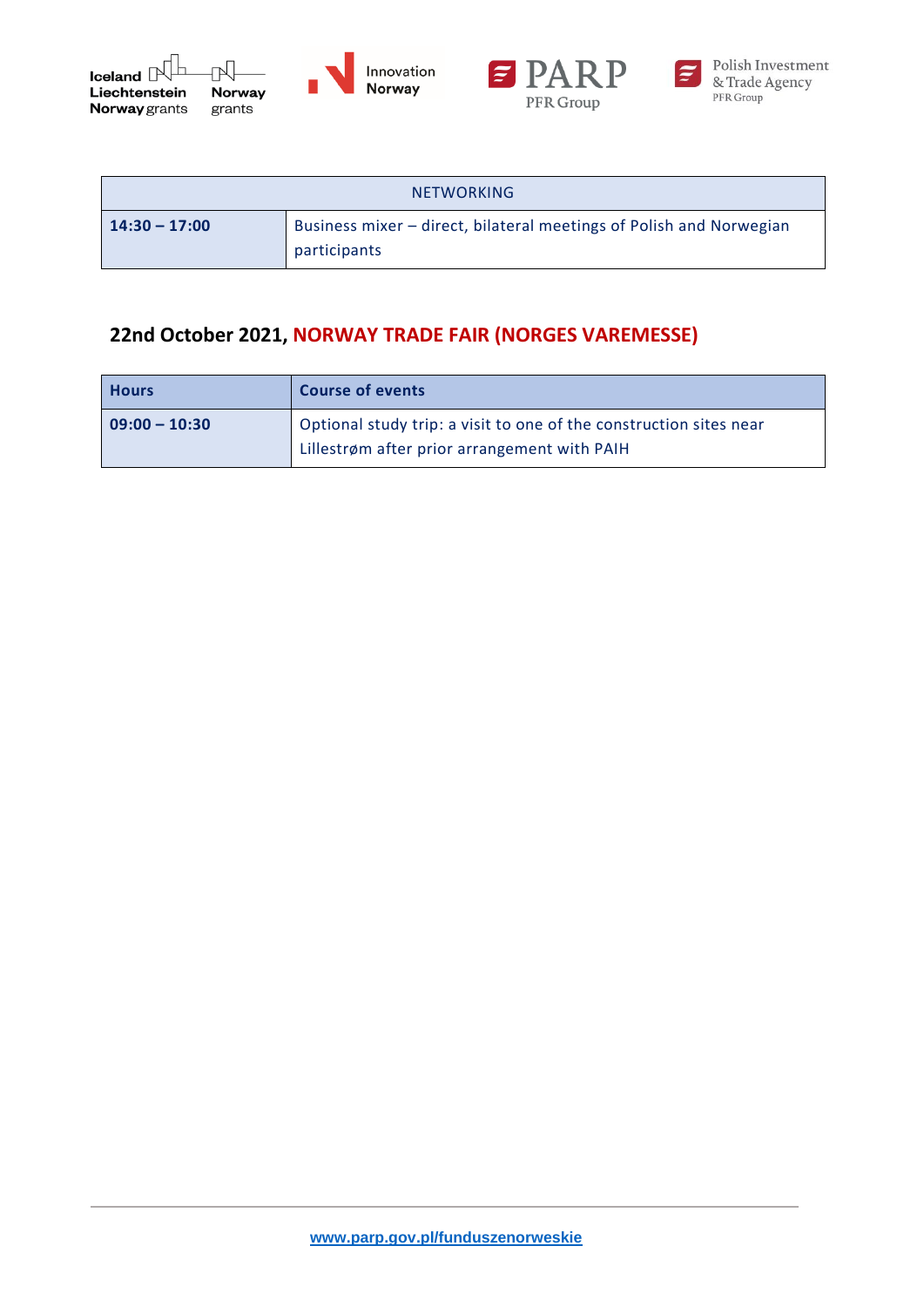| NETWORKING | |
| --- | --- |
| **14:30 – 17:00** | Business mixer – direct, bilateral meetings of Polish and Norwegian participants |

## 22nd October 2021, NORWAY TRADE FAIR (NORGES VAREMESSE)

| Hours | Course of events |
| --- | --- |
| **09:00 – 10:30** | Optional study trip: a visit to one of the construction sites near Lillestrøm after prior arrangement with PAIH |

www.parp.gov.pl/funduszenorweskie